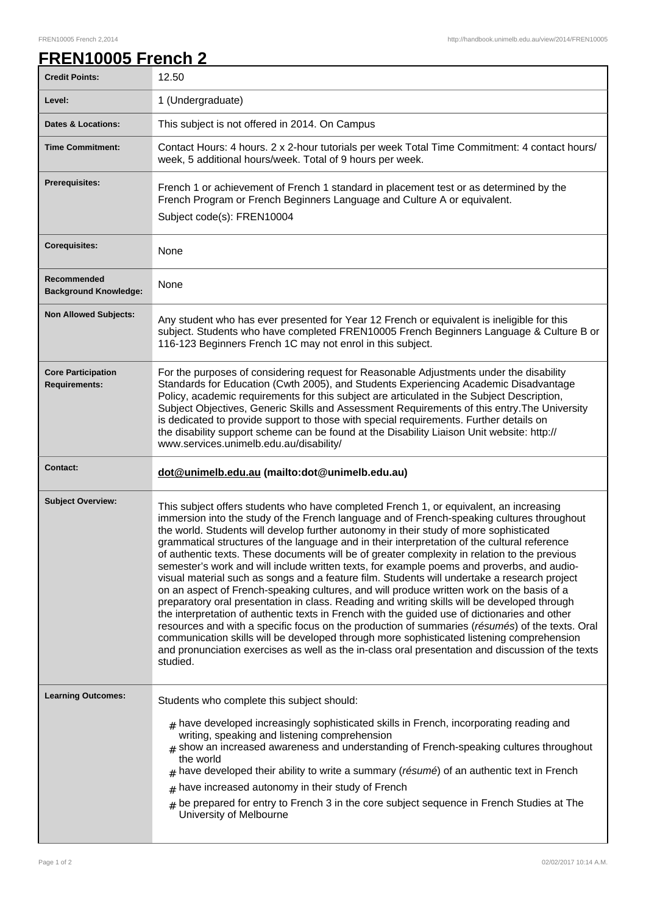# FREN10005 French 2

| | |
|---|---|
| **Credit Points:** | 12.50 |
| **Level:** | 1 (Undergraduate) |
| **Dates & Locations:** | This subject is not offered in 2014. On Campus |
| **Time Commitment:** | Contact Hours: 4 hours. 2 x 2-hour tutorials per week Total Time Commitment: 4 contact hours/ week, 5 additional hours/week. Total of 9 hours per week. |
| **Prerequisites:** | French 1 or achievement of French 1 standard in placement test or as determined by the French Program or French Beginners Language and Culture A or equivalent.<br>Subject code(s): FREN10004 |
| **Corequisites:** | None |
| **Recommended Background Knowledge:** | None |
| **Non Allowed Subjects:** | Any student who has ever presented for Year 12 French or equivalent is ineligible for this subject. Students who have completed FREN10005 French Beginners Language & Culture B or 116-123 Beginners French 1C may not enrol in this subject. |
| **Core Participation Requirements:** | For the purposes of considering request for Reasonable Adjustments under the disability Standards for Education (Cwth 2005), and Students Experiencing Academic Disadvantage Policy, academic requirements for this subject are articulated in the Subject Description, Subject Objectives, Generic Skills and Assessment Requirements of this entry.The University is dedicated to provide support to those with special requirements. Further details on the disability support scheme can be found at the Disability Liaison Unit website: http://www.services.unimelb.edu.au/disability/ |
| **Contact:** | **dot@unimelb.edu.au (mailto:dot@unimelb.edu.au)** |
| **Subject Overview:** | This subject offers students who have completed French 1, or equivalent, an increasing immersion into the study of the French language and of French-speaking cultures throughout the world. Students will develop further autonomy in their study of more sophisticated grammatical structures of the language and in their interpretation of the cultural reference of authentic texts. These documents will be of greater complexity in relation to the previous semester's work and will include written texts, for example poems and proverbs, and audio-visual material such as songs and a feature film. Students will undertake a research project on an aspect of French-speaking cultures, and will produce written work on the basis of a preparatory oral presentation in class. Reading and writing skills will be developed through the interpretation of authentic texts in French with the guided use of dictionaries and other resources and with a specific focus on the production of summaries (*résumés*) of the texts. Oral communication skills will be developed through more sophisticated listening comprehension and pronunciation exercises as well as the in-class oral presentation and discussion of the texts studied. |
| **Learning Outcomes:** | Students who complete this subject should:<br># have developed increasingly sophisticated skills in French, incorporating reading and writing, speaking and listening comprehension<br># show an increased awareness and understanding of French-speaking cultures throughout the world<br># have developed their ability to write a summary (*résumé*) of an authentic text in French<br># have increased autonomy in their study of French<br># be prepared for entry to French 3 in the core subject sequence in French Studies at The University of Melbourne |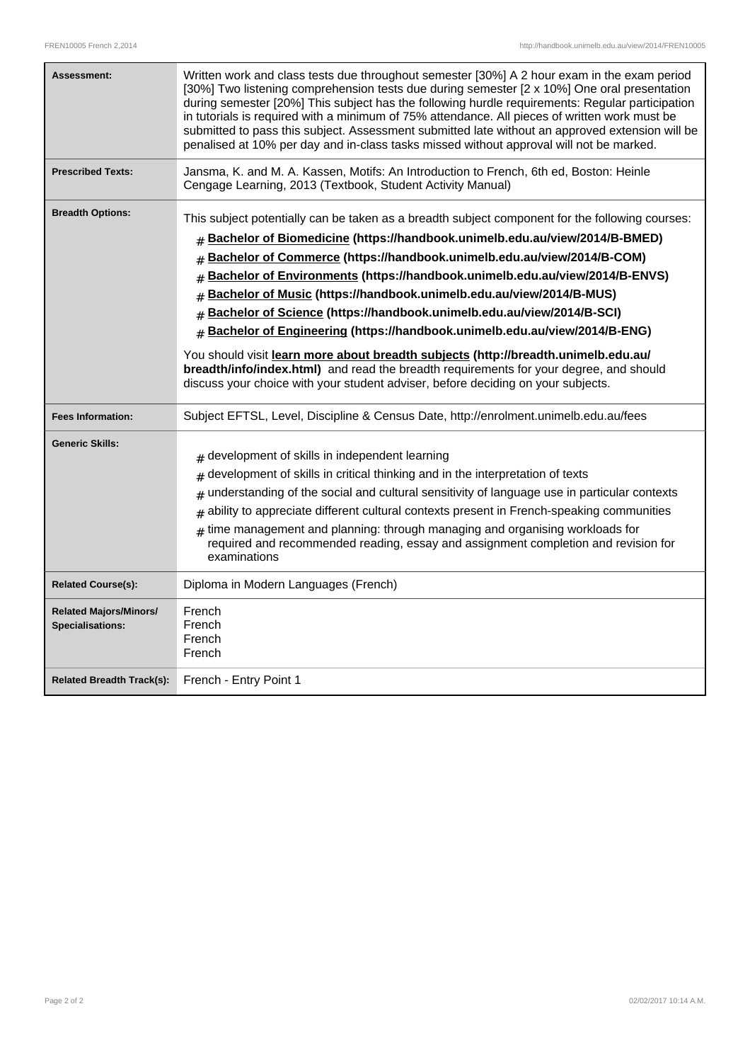| | |
|---|---|
| **Assessment:** | Written work and class tests due throughout semester [30%] A 2 hour exam in the exam period [30%] Two listening comprehension tests due during semester [2 x 10%] One oral presentation during semester [20%] This subject has the following hurdle requirements: Regular participation in tutorials is required with a minimum of 75% attendance. All pieces of written work must be submitted to pass this subject. Assessment submitted late without an approved extension will be penalised at 10% per day and in-class tasks missed without approval will not be marked. |
| **Prescribed Texts:** | Jansma, K. and M. A. Kassen, Motifs: An Introduction to French, 6th ed, Boston: Heinle Cengage Learning, 2013 (Textbook, Student Activity Manual) |
| **Breadth Options:** | This subject potentially can be taken as a breadth subject component for the following courses:<br># **Bachelor of Biomedicine (https://handbook.unimelb.edu.au/view/2014/B-BMED)**<br># **Bachelor of Commerce (https://handbook.unimelb.edu.au/view/2014/B-COM)**<br># **Bachelor of Environments (https://handbook.unimelb.edu.au/view/2014/B-ENVS)**<br># **Bachelor of Music (https://handbook.unimelb.edu.au/view/2014/B-MUS)**<br># **Bachelor of Science (https://handbook.unimelb.edu.au/view/2014/B-SCI)**<br># **Bachelor of Engineering (https://handbook.unimelb.edu.au/view/2014/B-ENG)**<br>You should visit **learn more about breadth subjects (http://breadth.unimelb.edu.au/breadth/info/index.html)** and read the breadth requirements for your degree, and should discuss your choice with your student adviser, before deciding on your subjects. |
| **Fees Information:** | Subject EFTSL, Level, Discipline & Census Date, http://enrolment.unimelb.edu.au/fees |
| **Generic Skills:** | # development of skills in independent learning<br># development of skills in critical thinking and in the interpretation of texts<br># understanding of the social and cultural sensitivity of language use in particular contexts<br># ability to appreciate different cultural contexts present in French-speaking communities<br># time management and planning: through managing and organising workloads for required and recommended reading, essay and assignment completion and revision for examinations |
| **Related Course(s):** | Diploma in Modern Languages (French) |
| **Related Majors/Minors/ Specialisations:** | French<br>French<br>French<br>French |
| **Related Breadth Track(s):** | French - Entry Point 1 |